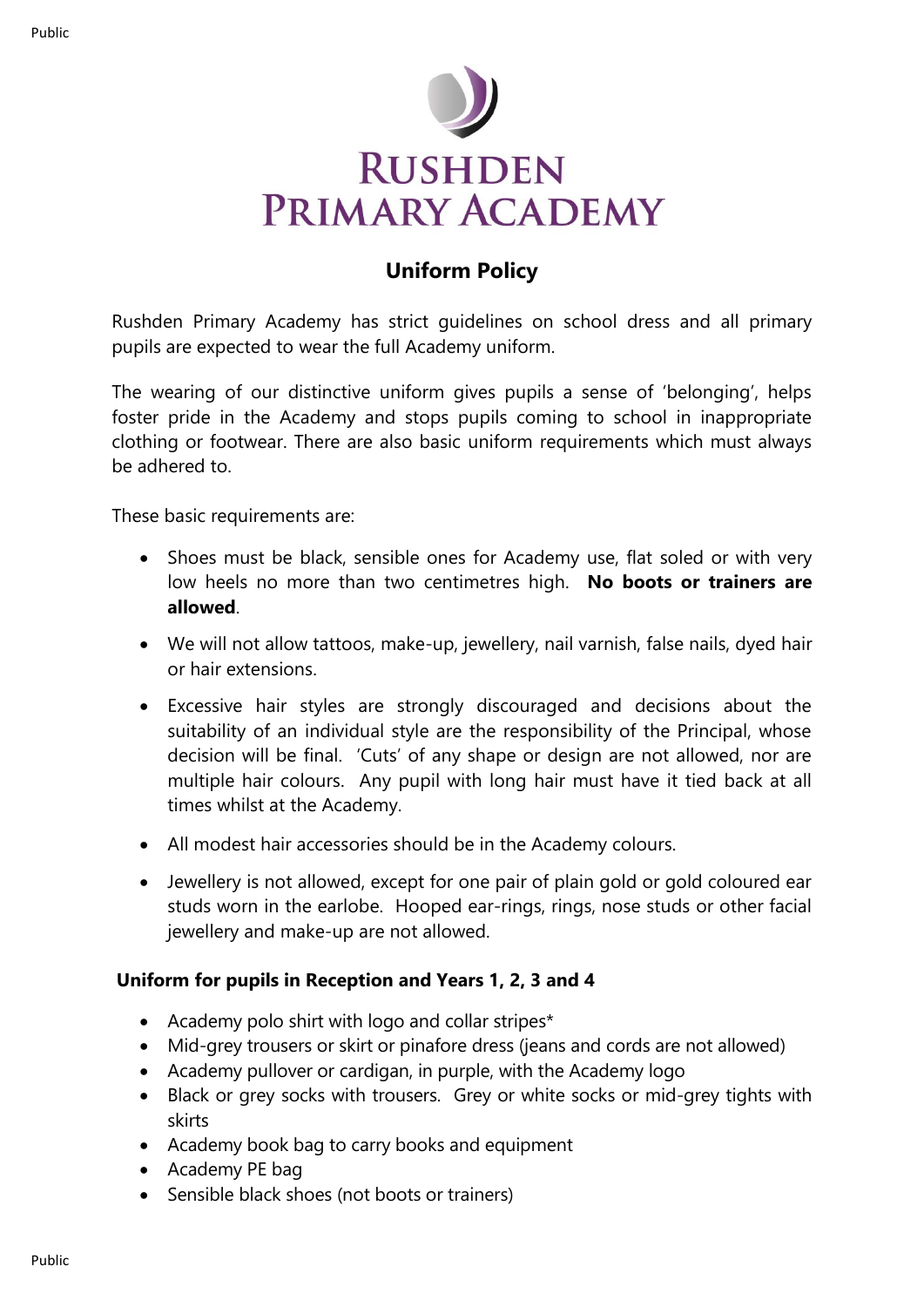# Rushden Primary Academy

## Uniform Policy

Rushden Primary Academy has strict guidelines on school dress and all primary pupils are expected to wear the full Academy uniform.

The wearing of our distinctive uniform gives pupils a sense of 'belonging', helps foster pride in the Academy and stops pupils coming to school in inappropriate clothing or footwear. There are also basic uniform requirements which must always be adhered to.

These basic requirements are:

- Shoes must be black, sensible ones for Academy use, flat soled or with very low heels no more than two centimetres high. **No boots or trainers are allowed**.
- We will not allow tattoos, make-up, jewellery, nail varnish, false nails, dyed hair or hair extensions.
- Excessive hair styles are strongly discouraged and decisions about the suitability of an individual style are the responsibility of the Principal, whose decision will be final. 'Cuts' of any shape or design are not allowed, nor are multiple hair colours. Any pupil with long hair must have it tied back at all times whilst at the Academy.
- All modest hair accessories should be in the Academy colours.
- Jewellery is not allowed, except for one pair of plain gold or gold coloured ear studs worn in the earlobe. Hooped ear-rings, rings, nose studs or other facial jewellery and make-up are not allowed.

### Uniform for pupils in Reception and Years 1, 2, 3 and 4

- Academy polo shirt with logo and collar stripes*
- Mid-grey trousers or skirt or pinafore dress (jeans and cords are not allowed)
- Academy pullover or cardigan, in purple, with the Academy logo
- Black or grey socks with trousers. Grey or white socks or mid-grey tights with skirts
- Academy book bag to carry books and equipment
- Academy PE bag
- Sensible black shoes (not boots or trainers)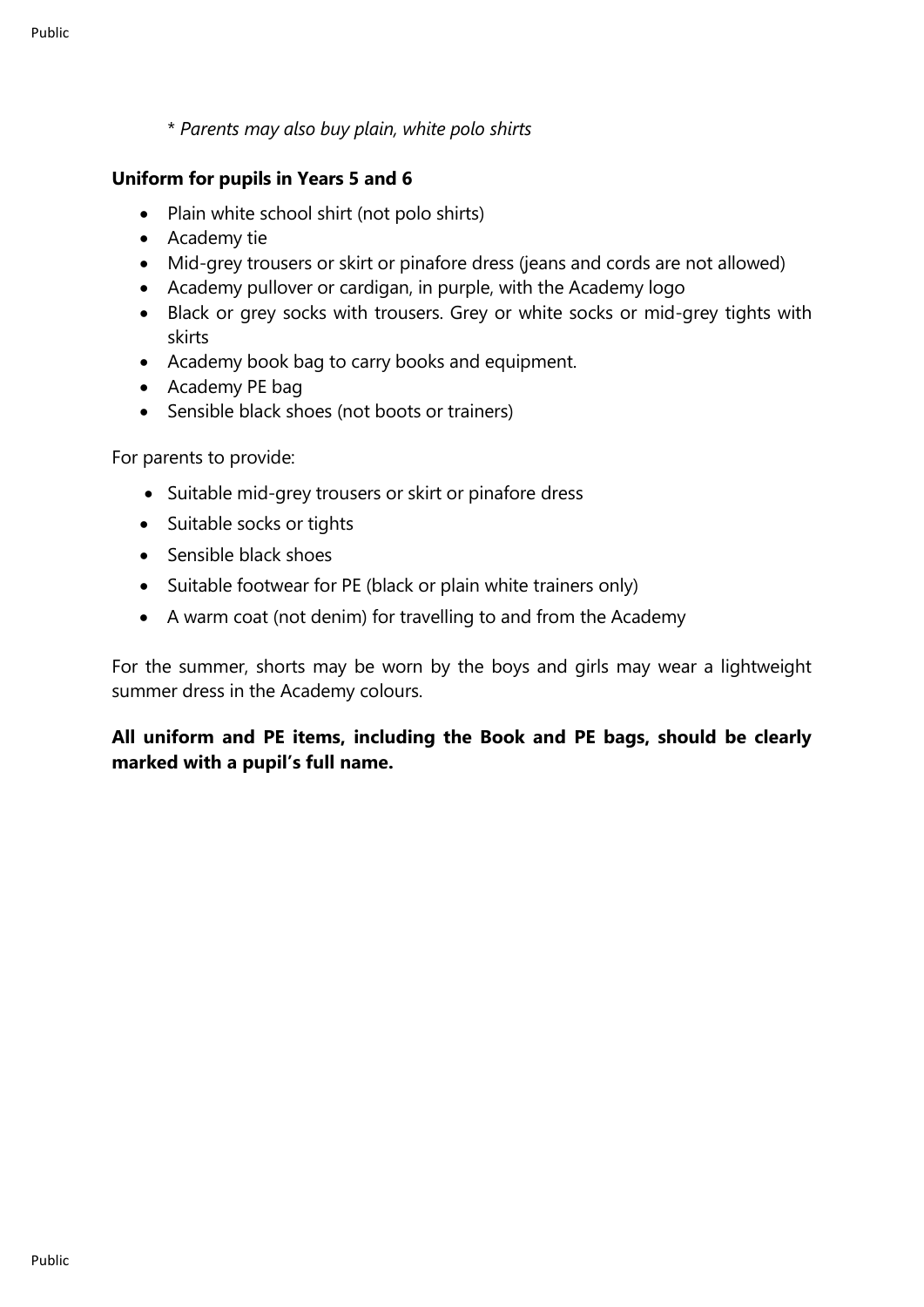*\* Parents may also buy plain, white polo shirts*

**Uniform for pupils in Years 5 and 6**

- Plain white school shirt (not polo shirts)
- Academy tie
- Mid-grey trousers or skirt or pinafore dress (jeans and cords are not allowed)
- Academy pullover or cardigan, in purple, with the Academy logo
- Black or grey socks with trousers. Grey or white socks or mid-grey tights with skirts
- Academy book bag to carry books and equipment.
- Academy PE bag
- Sensible black shoes (not boots or trainers)

For parents to provide:

- Suitable mid-grey trousers or skirt or pinafore dress
- Suitable socks or tights
- Sensible black shoes
- Suitable footwear for PE (black or plain white trainers only)
- A warm coat (not denim) for travelling to and from the Academy

For the summer, shorts may be worn by the boys and girls may wear a lightweight summer dress in the Academy colours.

**All uniform and PE items, including the Book and PE bags, should be clearly marked with a pupil's full name.**